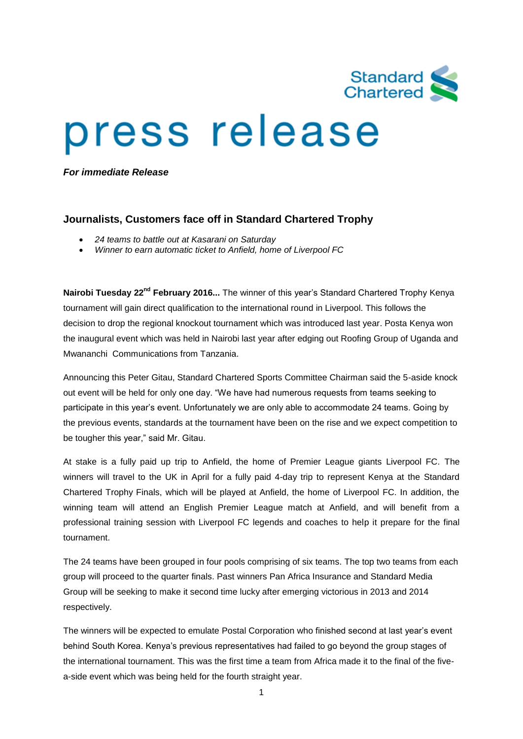Standard Chartered

# press release

***For immediate Release***

## Journalists, Customers face off in Standard Chartered Trophy

- *24 teams to battle out at Kasarani on Saturday*
- *Winner to earn automatic ticket to Anfield, home of Liverpool FC*

**Nairobi Tuesday 22nd February 2016...** The winner of this year's Standard Chartered Trophy Kenya tournament will gain direct qualification to the international round in Liverpool. This follows the decision to drop the regional knockout tournament which was introduced last year. Posta Kenya won the inaugural event which was held in Nairobi last year after edging out Roofing Group of Uganda and Mwananchi Communications from Tanzania.

Announcing this Peter Gitau, Standard Chartered Sports Committee Chairman said the 5-aside knock out event will be held for only one day. "We have had numerous requests from teams seeking to participate in this year's event. Unfortunately we are only able to accommodate 24 teams. Going by the previous events, standards at the tournament have been on the rise and we expect competition to be tougher this year," said Mr. Gitau.

At stake is a fully paid up trip to Anfield, the home of Premier League giants Liverpool FC. The winners will travel to the UK in April for a fully paid 4-day trip to represent Kenya at the Standard Chartered Trophy Finals, which will be played at Anfield, the home of Liverpool FC. In addition, the winning team will attend an English Premier League match at Anfield, and will benefit from a professional training session with Liverpool FC legends and coaches to help it prepare for the final tournament.

The 24 teams have been grouped in four pools comprising of six teams. The top two teams from each group will proceed to the quarter finals. Past winners Pan Africa Insurance and Standard Media Group will be seeking to make it second time lucky after emerging victorious in 2013 and 2014 respectively.

The winners will be expected to emulate Postal Corporation who finished second at last year's event behind South Korea. Kenya's previous representatives had failed to go beyond the group stages of the international tournament. This was the first time a team from Africa made it to the final of the five-a-side event which was being held for the fourth straight year.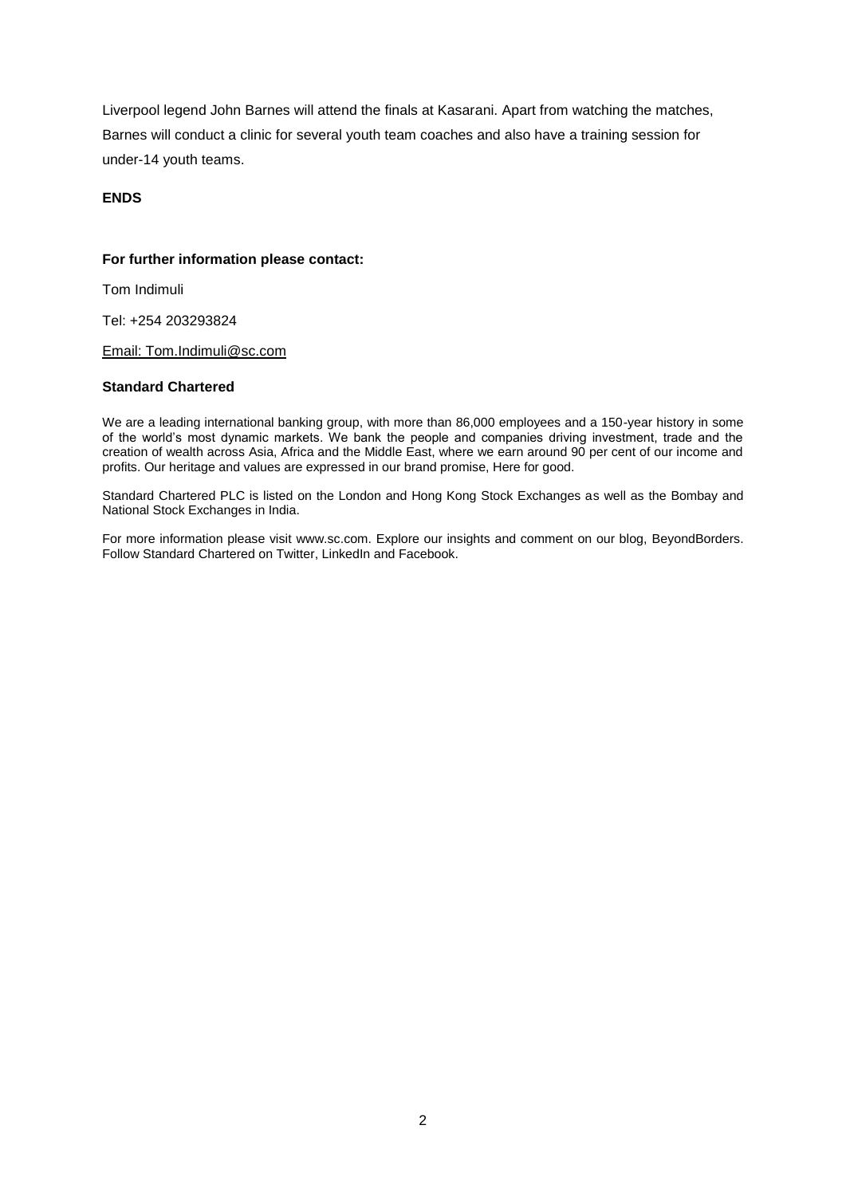Liverpool legend John Barnes will attend the finals at Kasarani. Apart from watching the matches, Barnes will conduct a clinic for several youth team coaches and also have a training session for under-14 youth teams.

**ENDS**

**For further information please contact:**

Tom Indimuli

Tel: +254 203293824

Email: Tom.Indimuli@sc.com

**Standard Chartered**

We are a leading international banking group, with more than 86,000 employees and a 150-year history in some of the world's most dynamic markets. We bank the people and companies driving investment, trade and the creation of wealth across Asia, Africa and the Middle East, where we earn around 90 per cent of our income and profits. Our heritage and values are expressed in our brand promise, Here for good.

Standard Chartered PLC is listed on the London and Hong Kong Stock Exchanges as well as the Bombay and National Stock Exchanges in India.

For more information please visit www.sc.com. Explore our insights and comment on our blog, BeyondBorders. Follow Standard Chartered on Twitter, LinkedIn and Facebook.